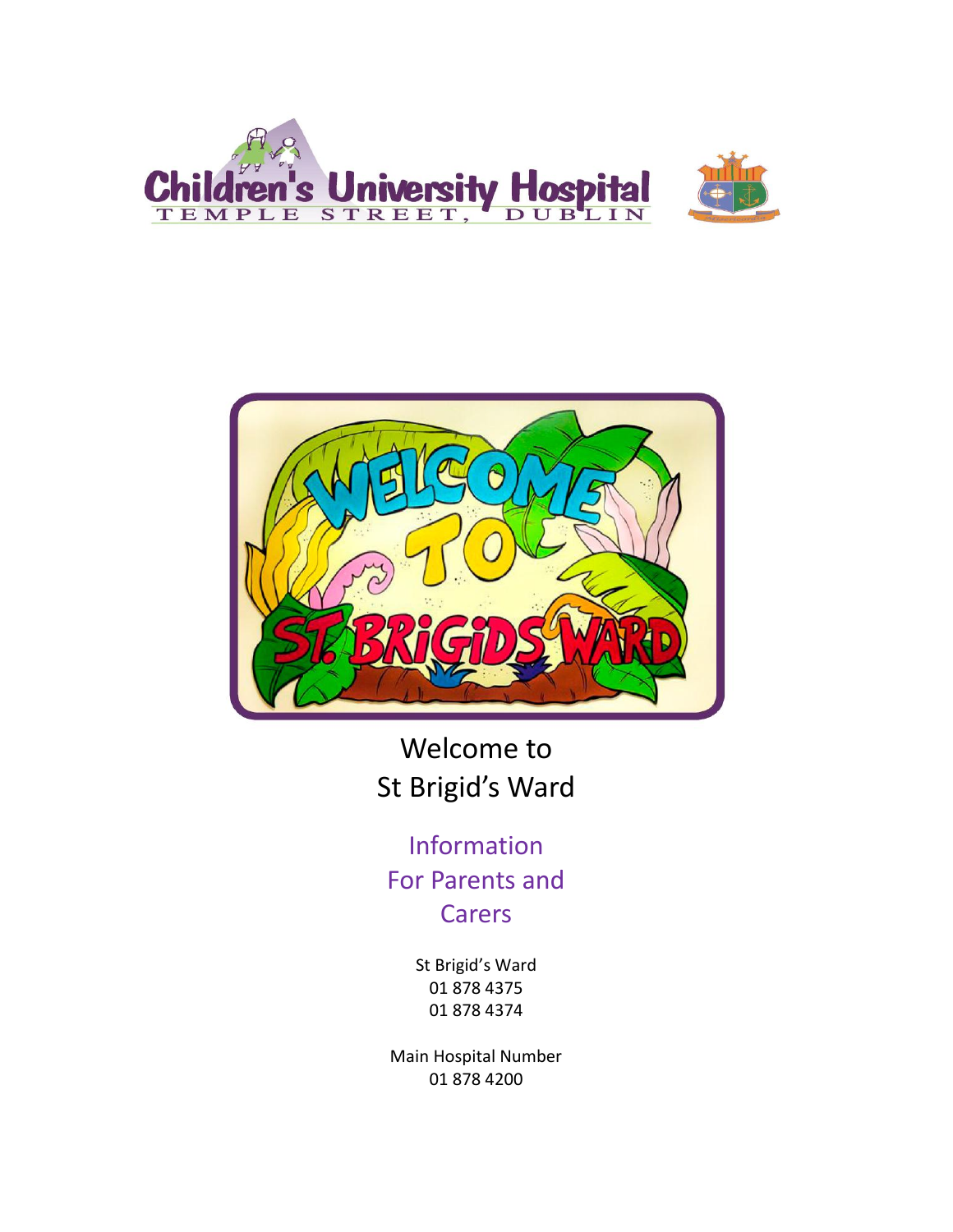Children's University Hospital
TEMPLE STREET, DUBLIN

# Welcome to St Brigid's Ward

## Information For Parents and Carers

St Brigid's Ward
01 878 4375
01 878 4374

Main Hospital Number
01 878 4200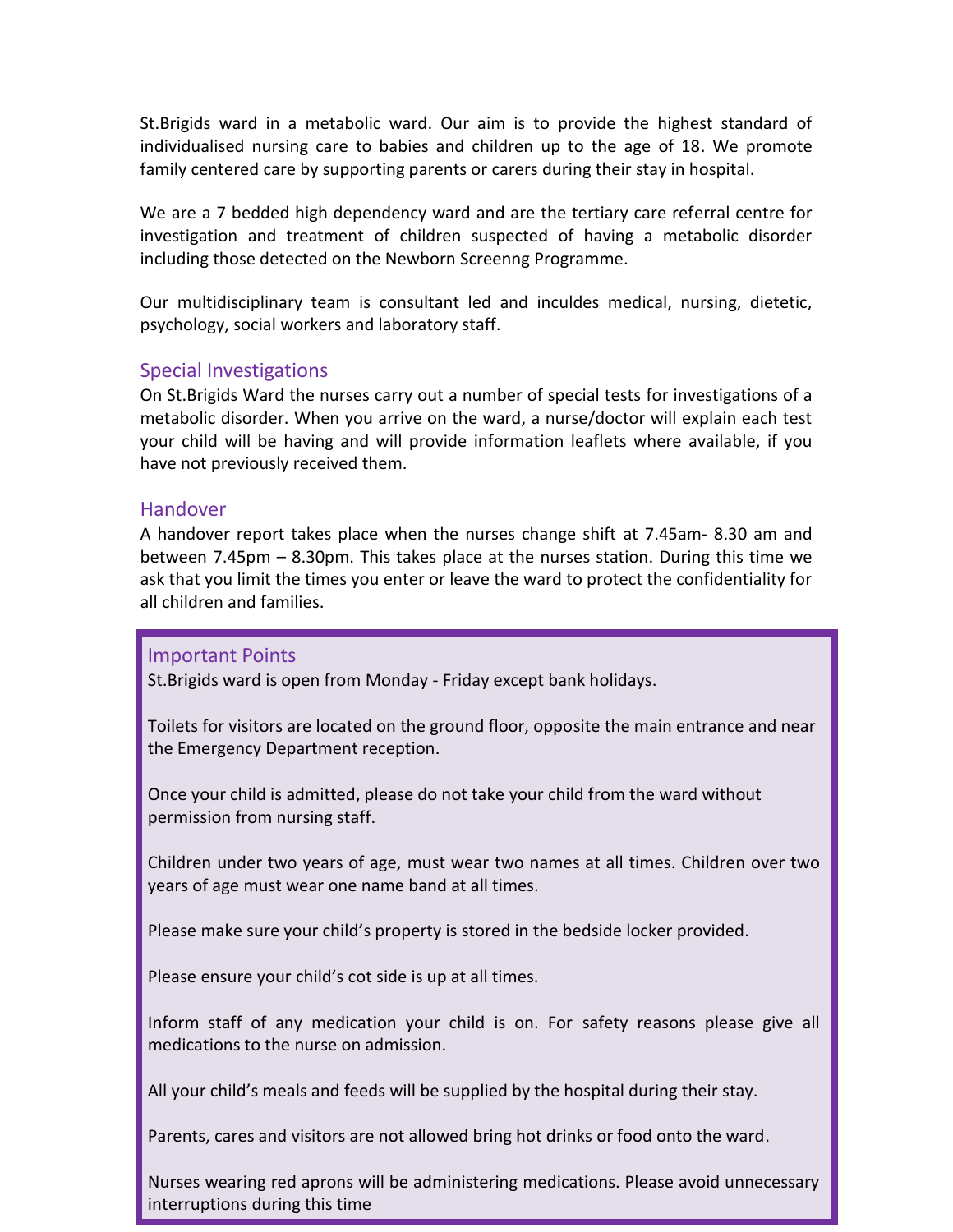St.Brigids ward in a metabolic ward. Our aim is to provide the highest standard of individualised nursing care to babies and children up to the age of 18. We promote family centered care by supporting parents or carers during their stay in hospital.

We are a 7 bedded high dependency ward and are the tertiary care referral centre for investigation and treatment of children suspected of having a metabolic disorder including those detected on the Newborn Screenng Programme.

Our multidisciplinary team is consultant led and inculdes medical, nursing, dietetic, psychology, social workers and laboratory staff.

## Special Investigations

On St.Brigids Ward the nurses carry out a number of special tests for investigations of a metabolic disorder. When you arrive on the ward, a nurse/doctor will explain each test your child will be having and will provide information leaflets where available, if you have not previously received them.

## Handover

A handover report takes place when the nurses change shift at 7.45am- 8.30 am and between 7.45pm – 8.30pm. This takes place at the nurses station. During this time we ask that you limit the times you enter or leave the ward to protect the confidentiality for all children and families.

## Important Points

St.Brigids ward is open from Monday - Friday except bank holidays.

Toilets for visitors are located on the ground floor, opposite the main entrance and near the Emergency Department reception.

Once your child is admitted, please do not take your child from the ward without permission from nursing staff.

Children under two years of age, must wear two names at all times. Children over two years of age must wear one name band at all times.

Please make sure your child's property is stored in the bedside locker provided.

Please ensure your child's cot side is up at all times.

Inform staff of any medication your child is on. For safety reasons please give all medications to the nurse on admission.

All your child's meals and feeds will be supplied by the hospital during their stay.

Parents, cares and visitors are not allowed bring hot drinks or food onto the ward.

Nurses wearing red aprons will be administering medications. Please avoid unnecessary interruptions during this time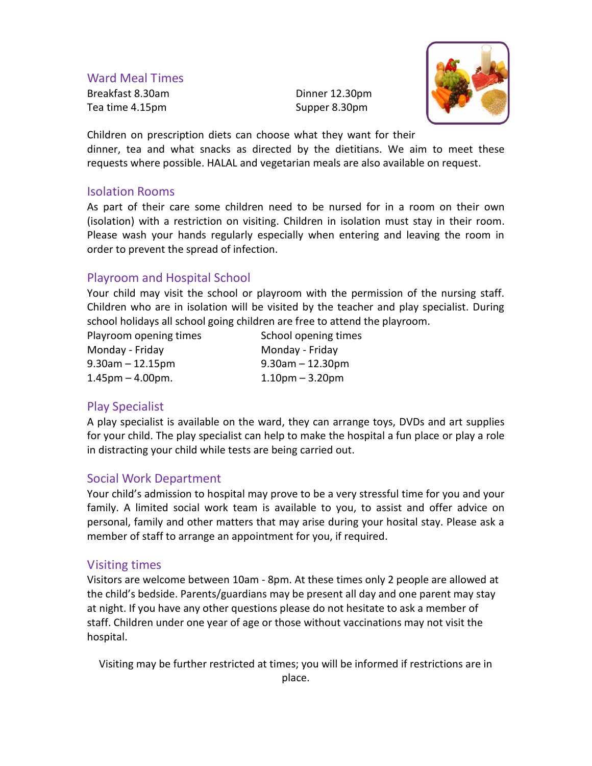## Ward Meal Times

Breakfast 8.30am
Dinner 12.30pm
Tea time 4.15pm
Supper 8.30pm

Children on prescription diets can choose what they want for their dinner, tea and what snacks as directed by the dietitians. We aim to meet these requests where possible. HALAL and vegetarian meals are also available on request.

## Isolation Rooms

As part of their care some children need to be nursed for in a room on their own (isolation) with a restriction on visiting. Children in isolation must stay in their room. Please wash your hands regularly especially when entering and leaving the room in order to prevent the spread of infection.

## Playroom and Hospital School

Your child may visit the school or playroom with the permission of the nursing staff. Children who are in isolation will be visited by the teacher and play specialist. During school holidays all school going children are free to attend the playroom.

| Playroom opening times | School opening times |
|---|---|
| Monday - Friday | Monday - Friday |
| 9.30am – 12.15pm | 9.30am – 12.30pm |
| 1.45pm – 4.00pm. | 1.10pm – 3.20pm |

## Play Specialist

A play specialist is available on the ward, they can arrange toys, DVDs and art supplies for your child. The play specialist can help to make the hospital a fun place or play a role in distracting your child while tests are being carried out.

## Social Work Department

Your child's admission to hospital may prove to be a very stressful time for you and your family. A limited social work team is available to you, to assist and offer advice on personal, family and other matters that may arise during your hosital stay. Please ask a member of staff to arrange an appointment for you, if required.

## Visiting times

Visitors are welcome between 10am - 8pm. At these times only 2 people are allowed at the child's bedside. Parents/guardians may be present all day and one parent may stay at night. If you have any other questions please do not hesitate to ask a member of staff. Children under one year of age or those without vaccinations may not visit the hospital.

Visiting may be further restricted at times; you will be informed if restrictions are in place.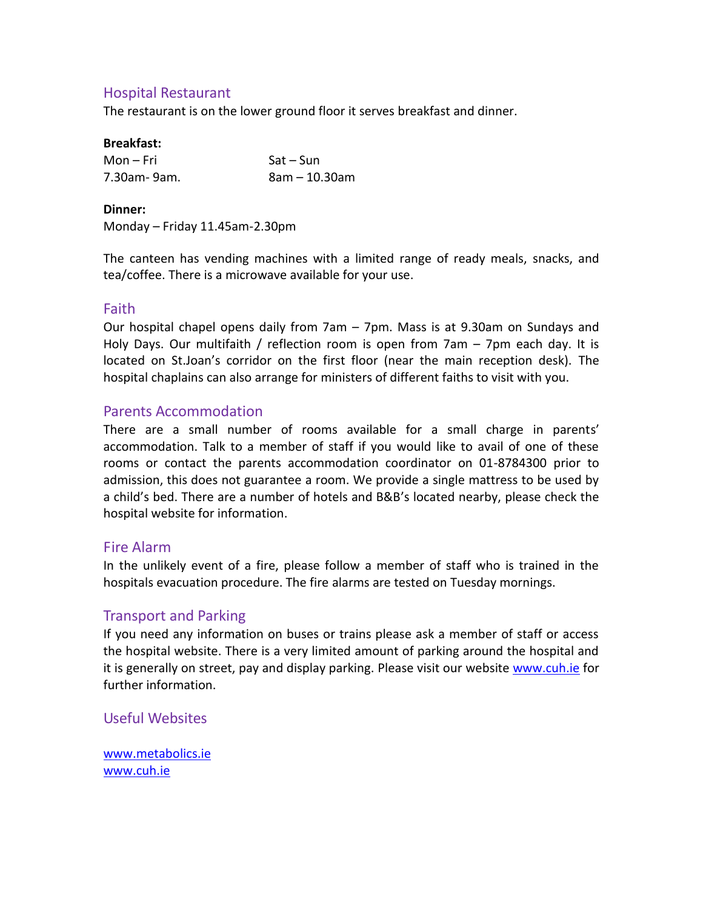## Hospital Restaurant

The restaurant is on the lower ground floor it serves breakfast and dinner.

**Breakfast:**

| Mon – Fri | Sat – Sun |
|---|---|
| 7.30am- 9am. | 8am – 10.30am |

**Dinner:**

Monday – Friday 11.45am-2.30pm

The canteen has vending machines with a limited range of ready meals, snacks, and tea/coffee. There is a microwave available for your use.

## Faith

Our hospital chapel opens daily from 7am – 7pm. Mass is at 9.30am on Sundays and Holy Days. Our multifaith / reflection room is open from 7am – 7pm each day. It is located on St.Joan's corridor on the first floor (near the main reception desk). The hospital chaplains can also arrange for ministers of different faiths to visit with you.

## Parents Accommodation

There are a small number of rooms available for a small charge in parents' accommodation. Talk to a member of staff if you would like to avail of one of these rooms or contact the parents accommodation coordinator on 01-8784300 prior to admission, this does not guarantee a room. We provide a single mattress to be used by a child's bed. There are a number of hotels and B&B's located nearby, please check the hospital website for information.

## Fire Alarm

In the unlikely event of a fire, please follow a member of staff who is trained in the hospitals evacuation procedure. The fire alarms are tested on Tuesday mornings.

## Transport and Parking

If you need any information on buses or trains please ask a member of staff or access the hospital website. There is a very limited amount of parking around the hospital and it is generally on street, pay and display parking. Please visit our website www.cuh.ie for further information.

## Useful Websites

www.metabolics.ie
www.cuh.ie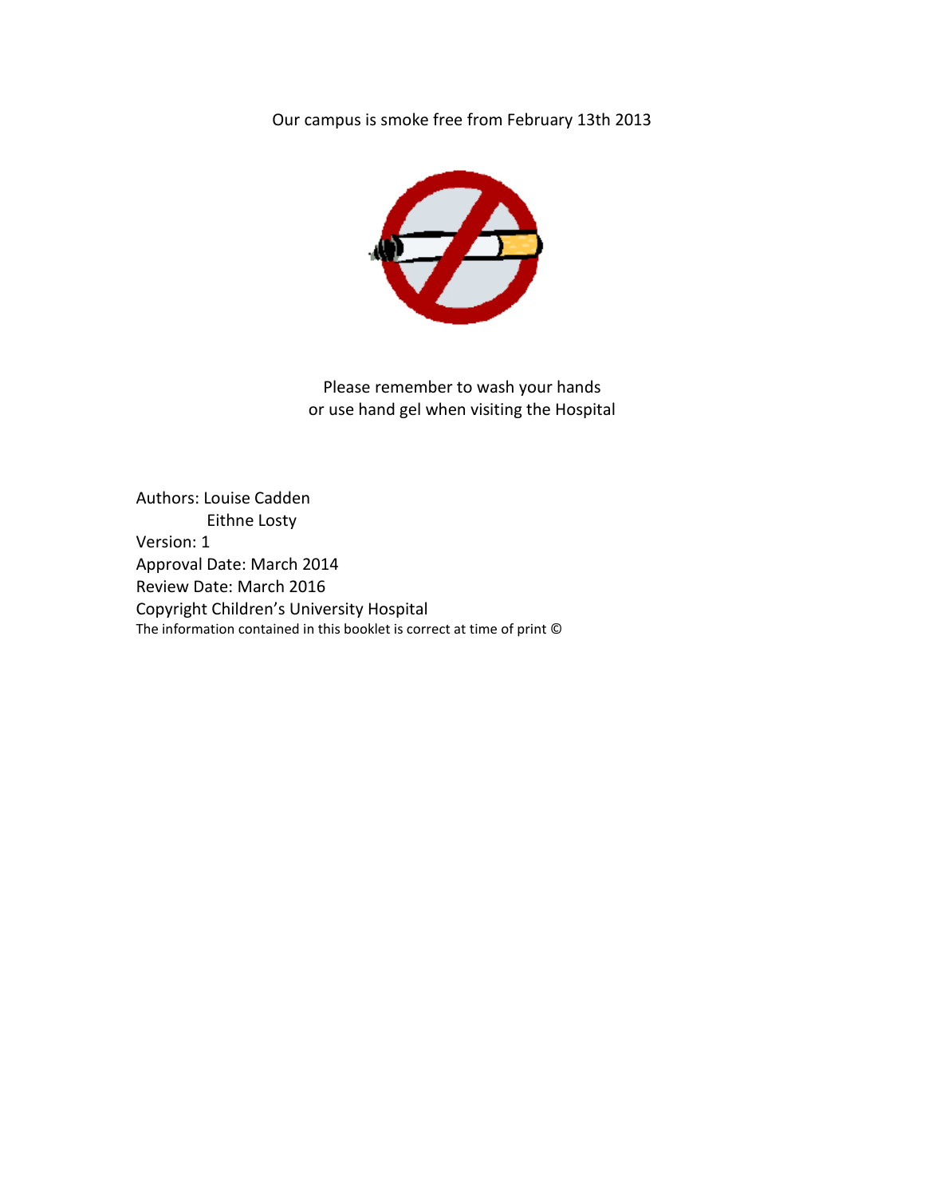Our campus is smoke free from February 13th 2013

Please remember to wash your hands
or use hand gel when visiting the Hospital

Authors: Louise Cadden
Eithne Losty
Version: 1
Approval Date: March 2014
Review Date: March 2016
Copyright Children's University Hospital
The information contained in this booklet is correct at time of print ©